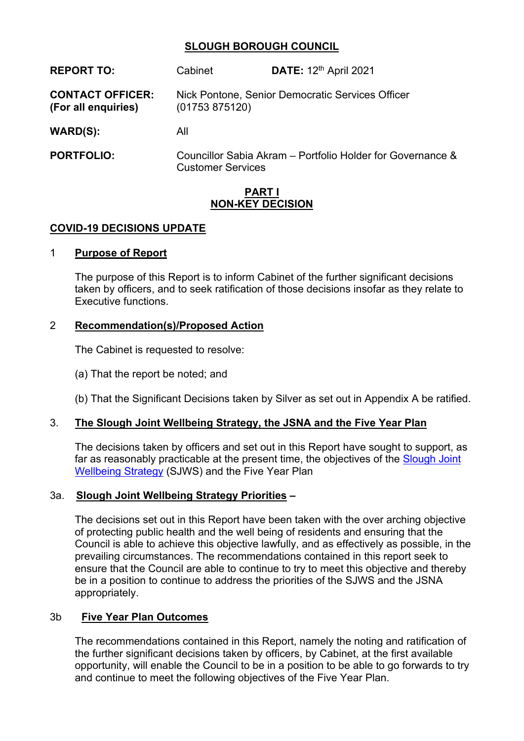# SLOUGH BOROUGH COUNCIL

| | | |
|---|---|---|
| **REPORT TO:** | Cabinet | **DATE:** 12th April 2021 |
| **CONTACT OFFICER: (For all enquiries)** | Nick Pontone, Senior Democratic Services Officer (01753 875120) | |
| **WARD(S):** | All | |
| **PORTFOLIO:** | Councillor Sabia Akram – Portfolio Holder for Governance & Customer Services | |

**PART I**
**NON-KEY DECISION**

## COVID-19 DECISIONS UPDATE

### 1 Purpose of Report

The purpose of this Report is to inform Cabinet of the further significant decisions taken by officers, and to seek ratification of those decisions insofar as they relate to Executive functions.

### 2 Recommendation(s)/Proposed Action

The Cabinet is requested to resolve:

(a) That the report be noted; and

(b) That the Significant Decisions taken by Silver as set out in Appendix A be ratified.

### 3. The Slough Joint Wellbeing Strategy, the JSNA and the Five Year Plan

The decisions taken by officers and set out in this Report have sought to support, as far as reasonably practicable at the present time, the objectives of the Slough Joint Wellbeing Strategy (SJWS) and the Five Year Plan

### 3a. Slough Joint Wellbeing Strategy Priorities –

The decisions set out in this Report have been taken with the over arching objective of protecting public health and the well being of residents and ensuring that the Council is able to achieve this objective lawfully, and as effectively as possible, in the prevailing circumstances. The recommendations contained in this report seek to ensure that the Council are able to continue to try to meet this objective and thereby be in a position to continue to address the priorities of the SJWS and the JSNA appropriately.

### 3b Five Year Plan Outcomes

The recommendations contained in this Report, namely the noting and ratification of the further significant decisions taken by officers, by Cabinet, at the first available opportunity, will enable the Council to be in a position to be able to go forwards to try and continue to meet the following objectives of the Five Year Plan.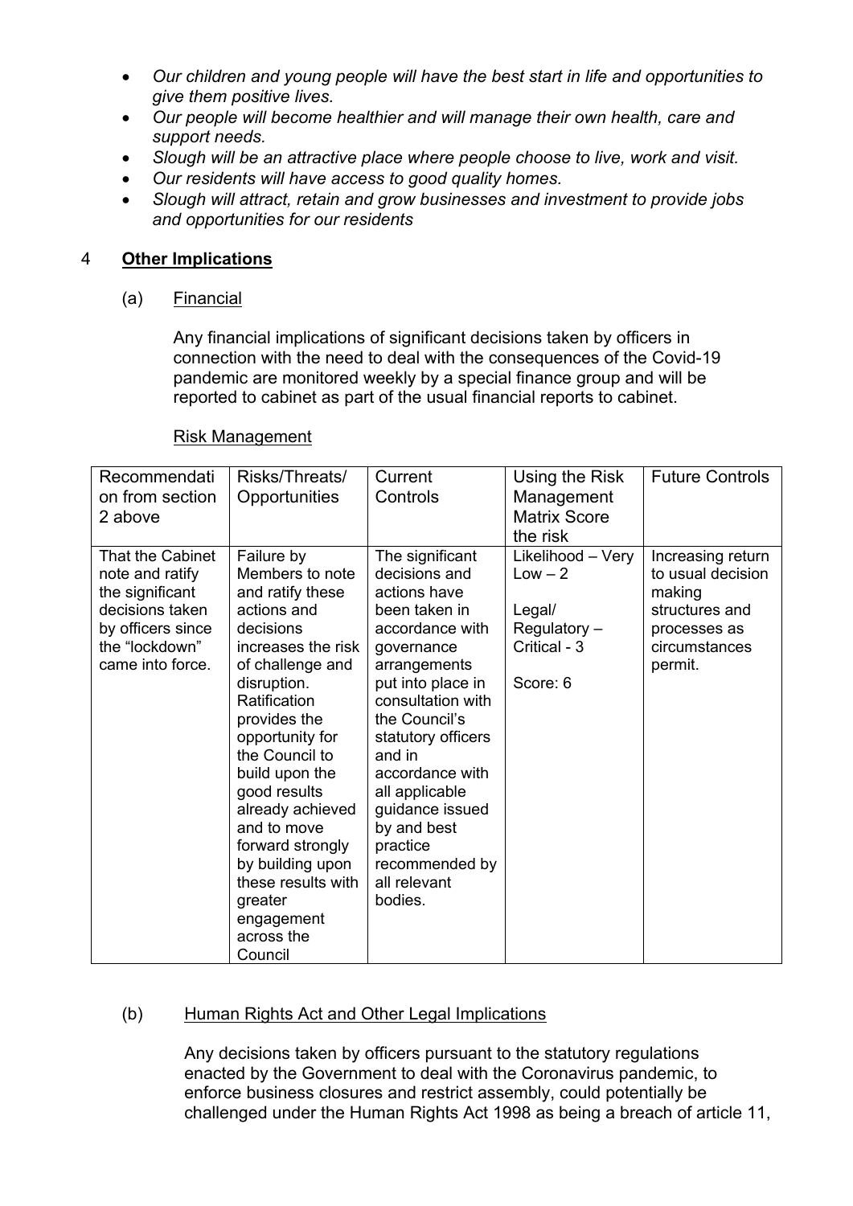- *Our children and young people will have the best start in life and opportunities to give them positive lives.*
- *Our people will become healthier and will manage their own health, care and support needs.*
- *Slough will be an attractive place where people choose to live, work and visit.*
- *Our residents will have access to good quality homes.*
- *Slough will attract, retain and grow businesses and investment to provide jobs and opportunities for our residents*

## 4 Other Implications

### (a) Financial

Any financial implications of significant decisions taken by officers in connection with the need to deal with the consequences of the Covid-19 pandemic are monitored weekly by a special finance group and will be reported to cabinet as part of the usual financial reports to cabinet.

Risk Management

| Recommendation from section 2 above | Risks/Threats/ Opportunities | Current Controls | Using the Risk Management Matrix Score the risk | Future Controls |
|---|---|---|---|---|
| That the Cabinet note and ratify the significant decisions taken by officers since the "lockdown" came into force. | Failure by Members to note and ratify these actions and decisions increases the risk of challenge and disruption. Ratification provides the opportunity for the Council to build upon the good results already achieved and to move forward strongly by building upon these results with greater engagement across the Council | The significant decisions and actions have been taken in accordance with governance arrangements put into place in consultation with the Council's statutory officers and in accordance with all applicable guidance issued by and best practice recommended by all relevant bodies. | Likelihood – Very Low – 2<br><br>Legal/ Regulatory – Critical - 3<br><br>Score: 6 | Increasing return to usual decision making structures and processes as circumstances permit. |

### (b) Human Rights Act and Other Legal Implications

Any decisions taken by officers pursuant to the statutory regulations enacted by the Government to deal with the Coronavirus pandemic, to enforce business closures and restrict assembly, could potentially be challenged under the Human Rights Act 1998 as being a breach of article 11,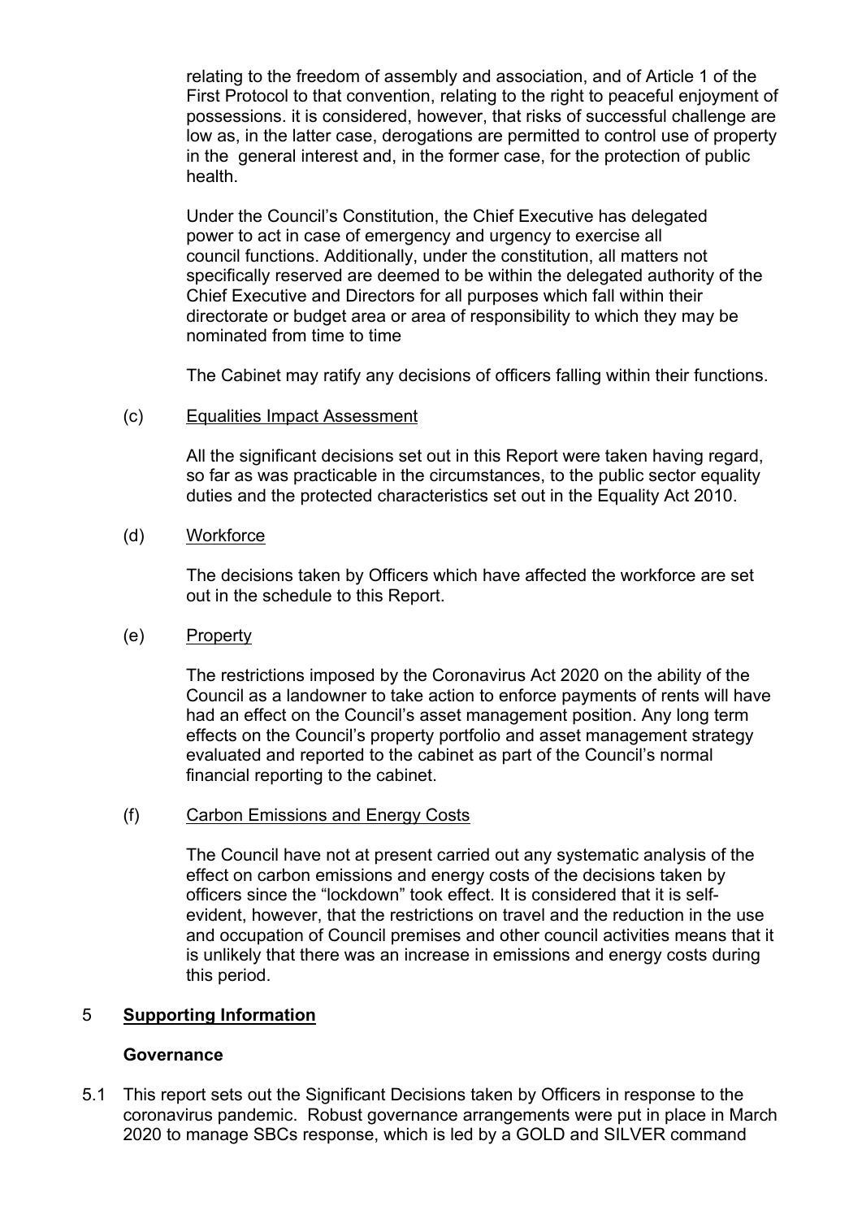relating to the freedom of assembly and association, and of Article 1 of the First Protocol to that convention, relating to the right to peaceful enjoyment of possessions. it is considered, however, that risks of successful challenge are low as, in the latter case, derogations are permitted to control use of property in the general interest and, in the former case, for the protection of public health.

Under the Council's Constitution, the Chief Executive has delegated power to act in case of emergency and urgency to exercise all council functions. Additionally, under the constitution, all matters not specifically reserved are deemed to be within the delegated authority of the Chief Executive and Directors for all purposes which fall within their directorate or budget area or area of responsibility to which they may be nominated from time to time

The Cabinet may ratify any decisions of officers falling within their functions.

(c) Equalities Impact Assessment

All the significant decisions set out in this Report were taken having regard, so far as was practicable in the circumstances, to the public sector equality duties and the protected characteristics set out in the Equality Act 2010.

(d) Workforce

The decisions taken by Officers which have affected the workforce are set out in the schedule to this Report.

(e) Property

The restrictions imposed by the Coronavirus Act 2020 on the ability of the Council as a landowner to take action to enforce payments of rents will have had an effect on the Council's asset management position. Any long term effects on the Council's property portfolio and asset management strategy evaluated and reported to the cabinet as part of the Council's normal financial reporting to the cabinet.

(f) Carbon Emissions and Energy Costs

The Council have not at present carried out any systematic analysis of the effect on carbon emissions and energy costs of the decisions taken by officers since the "lockdown" took effect. It is considered that it is self-evident, however, that the restrictions on travel and the reduction in the use and occupation of Council premises and other council activities means that it is unlikely that there was an increase in emissions and energy costs during this period.

## 5 Supporting Information

**Governance**

5.1 This report sets out the Significant Decisions taken by Officers in response to the coronavirus pandemic. Robust governance arrangements were put in place in March 2020 to manage SBCs response, which is led by a GOLD and SILVER command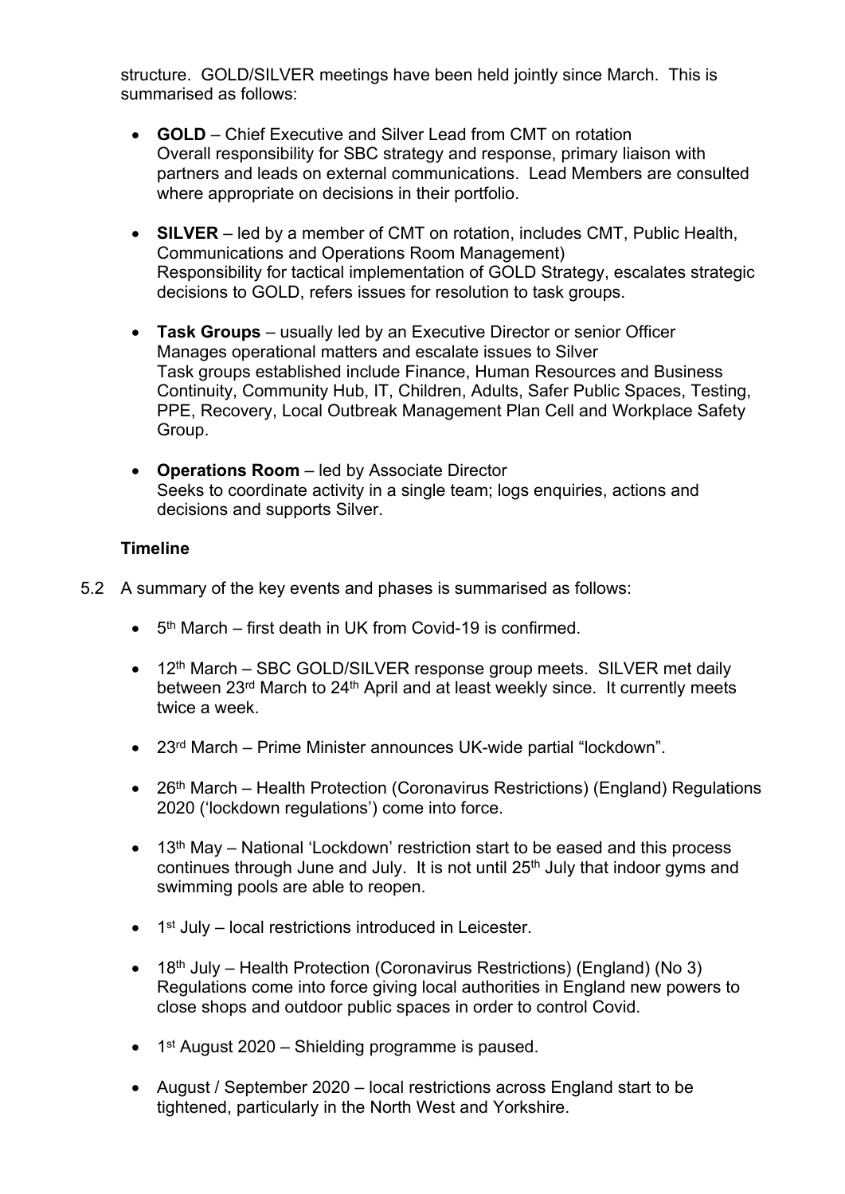structure. GOLD/SILVER meetings have been held jointly since March. This is summarised as follows:

- **GOLD** – Chief Executive and Silver Lead from CMT on rotation
  Overall responsibility for SBC strategy and response, primary liaison with partners and leads on external communications. Lead Members are consulted where appropriate on decisions in their portfolio.

- **SILVER** – led by a member of CMT on rotation, includes CMT, Public Health, Communications and Operations Room Management)
  Responsibility for tactical implementation of GOLD Strategy, escalates strategic decisions to GOLD, refers issues for resolution to task groups.

- **Task Groups** – usually led by an Executive Director or senior Officer
  Manages operational matters and escalate issues to Silver
  Task groups established include Finance, Human Resources and Business Continuity, Community Hub, IT, Children, Adults, Safer Public Spaces, Testing, PPE, Recovery, Local Outbreak Management Plan Cell and Workplace Safety Group.

- **Operations Room** – led by Associate Director
  Seeks to coordinate activity in a single team; logs enquiries, actions and decisions and supports Silver.

**Timeline**

5.2 A summary of the key events and phases is summarised as follows:

- 5th March – first death in UK from Covid-19 is confirmed.

- 12th March – SBC GOLD/SILVER response group meets. SILVER met daily between 23rd March to 24th April and at least weekly since. It currently meets twice a week.

- 23rd March – Prime Minister announces UK-wide partial "lockdown".

- 26th March – Health Protection (Coronavirus Restrictions) (England) Regulations 2020 ('lockdown regulations') come into force.

- 13th May – National 'Lockdown' restriction start to be eased and this process continues through June and July. It is not until 25th July that indoor gyms and swimming pools are able to reopen.

- 1st July – local restrictions introduced in Leicester.

- 18th July – Health Protection (Coronavirus Restrictions) (England) (No 3) Regulations come into force giving local authorities in England new powers to close shops and outdoor public spaces in order to control Covid.

- 1st August 2020 – Shielding programme is paused.

- August / September 2020 – local restrictions across England start to be tightened, particularly in the North West and Yorkshire.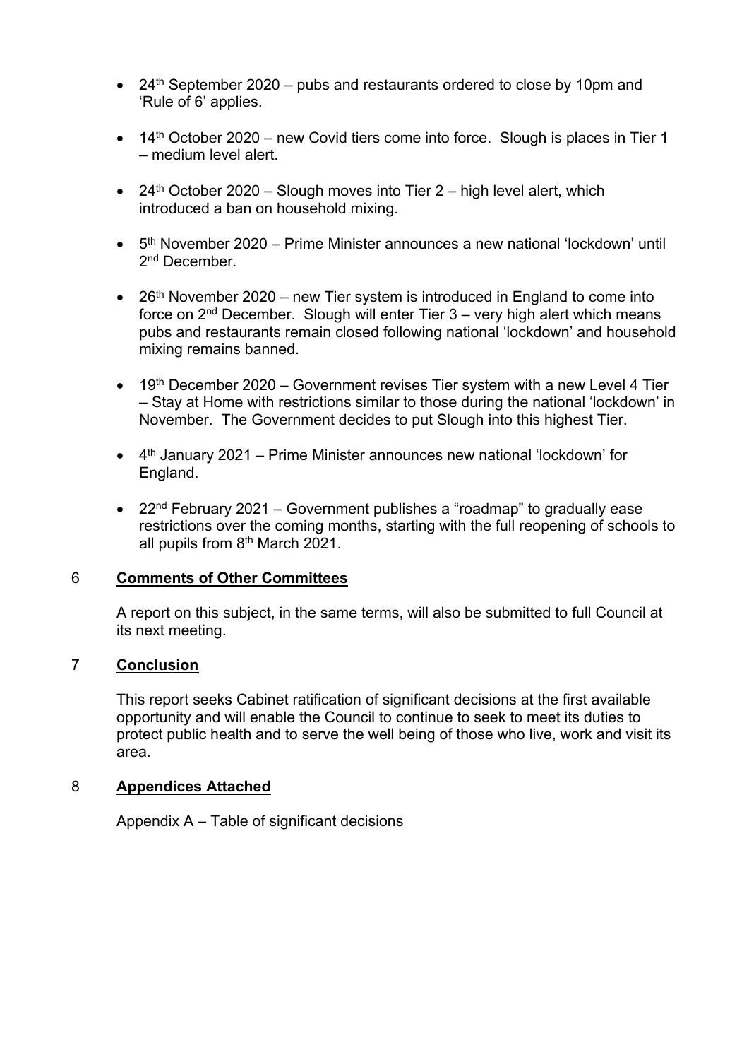- 24th September 2020 – pubs and restaurants ordered to close by 10pm and 'Rule of 6' applies.

- 14th October 2020 – new Covid tiers come into force. Slough is places in Tier 1 – medium level alert.

- 24th October 2020 – Slough moves into Tier 2 – high level alert, which introduced a ban on household mixing.

- 5th November 2020 – Prime Minister announces a new national 'lockdown' until 2nd December.

- 26th November 2020 – new Tier system is introduced in England to come into force on 2nd December. Slough will enter Tier 3 – very high alert which means pubs and restaurants remain closed following national 'lockdown' and household mixing remains banned.

- 19th December 2020 – Government revises Tier system with a new Level 4 Tier – Stay at Home with restrictions similar to those during the national 'lockdown' in November. The Government decides to put Slough into this highest Tier.

- 4th January 2021 – Prime Minister announces new national 'lockdown' for England.

- 22nd February 2021 – Government publishes a "roadmap" to gradually ease restrictions over the coming months, starting with the full reopening of schools to all pupils from 8th March 2021.

## 6 **Comments of Other Committees**

A report on this subject, in the same terms, will also be submitted to full Council at its next meeting.

## 7 **Conclusion**

This report seeks Cabinet ratification of significant decisions at the first available opportunity and will enable the Council to continue to seek to meet its duties to protect public health and to serve the well being of those who live, work and visit its area.

## 8 **Appendices Attached**

Appendix A – Table of significant decisions